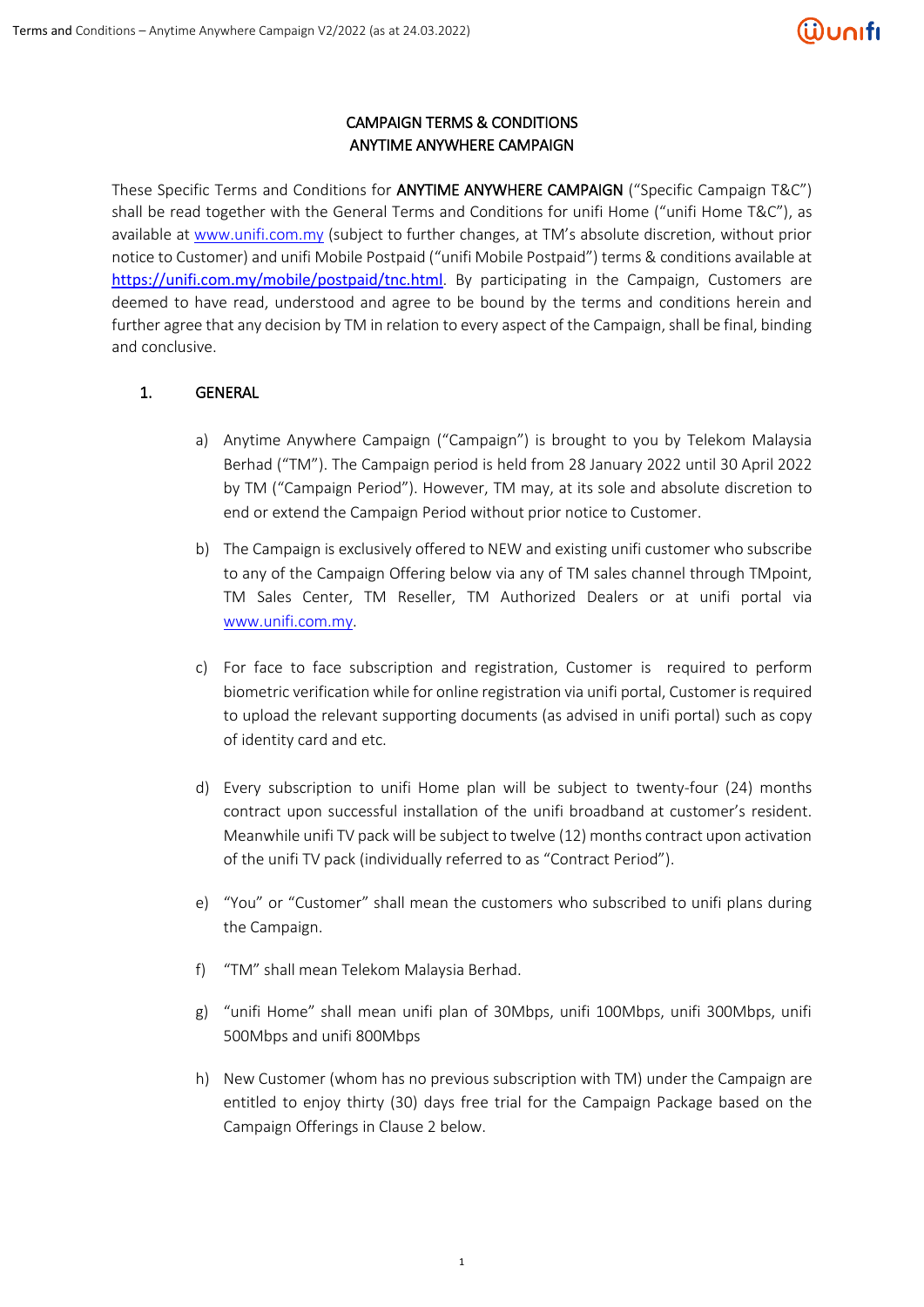# CAMPAIGN TERMS & CONDITIONS
# ANYTIME ANYWHERE CAMPAIGN

These Specific Terms and Conditions for **ANYTIME ANYWHERE CAMPAIGN** ("Specific Campaign T&C") shall be read together with the General Terms and Conditions for unifi Home ("unifi Home T&C"), as available at www.unifi.com.my (subject to further changes, at TM's absolute discretion, without prior notice to Customer) and unifi Mobile Postpaid ("unifi Mobile Postpaid") terms & conditions available at https://unifi.com.my/mobile/postpaid/tnc.html. By participating in the Campaign, Customers are deemed to have read, understood and agree to be bound by the terms and conditions herein and further agree that any decision by TM in relation to every aspect of the Campaign, shall be final, binding and conclusive.

## 1. GENERAL

a) Anytime Anywhere Campaign ("Campaign") is brought to you by Telekom Malaysia Berhad ("TM"). The Campaign period is held from 28 January 2022 until 30 April 2022 by TM ("Campaign Period"). However, TM may, at its sole and absolute discretion to end or extend the Campaign Period without prior notice to Customer.

b) The Campaign is exclusively offered to NEW and existing unifi customer who subscribe to any of the Campaign Offering below via any of TM sales channel through TMpoint, TM Sales Center, TM Reseller, TM Authorized Dealers or at unifi portal via www.unifi.com.my.

c) For face to face subscription and registration, Customer is required to perform biometric verification while for online registration via unifi portal, Customer is required to upload the relevant supporting documents (as advised in unifi portal) such as copy of identity card and etc.

d) Every subscription to unifi Home plan will be subject to twenty-four (24) months contract upon successful installation of the unifi broadband at customer's resident. Meanwhile unifi TV pack will be subject to twelve (12) months contract upon activation of the unifi TV pack (individually referred to as "Contract Period").

e) "You" or "Customer" shall mean the customers who subscribed to unifi plans during the Campaign.

f) "TM" shall mean Telekom Malaysia Berhad.

g) "unifi Home" shall mean unifi plan of 30Mbps, unifi 100Mbps, unifi 300Mbps, unifi 500Mbps and unifi 800Mbps

h) New Customer (whom has no previous subscription with TM) under the Campaign are entitled to enjoy thirty (30) days free trial for the Campaign Package based on the Campaign Offerings in Clause 2 below.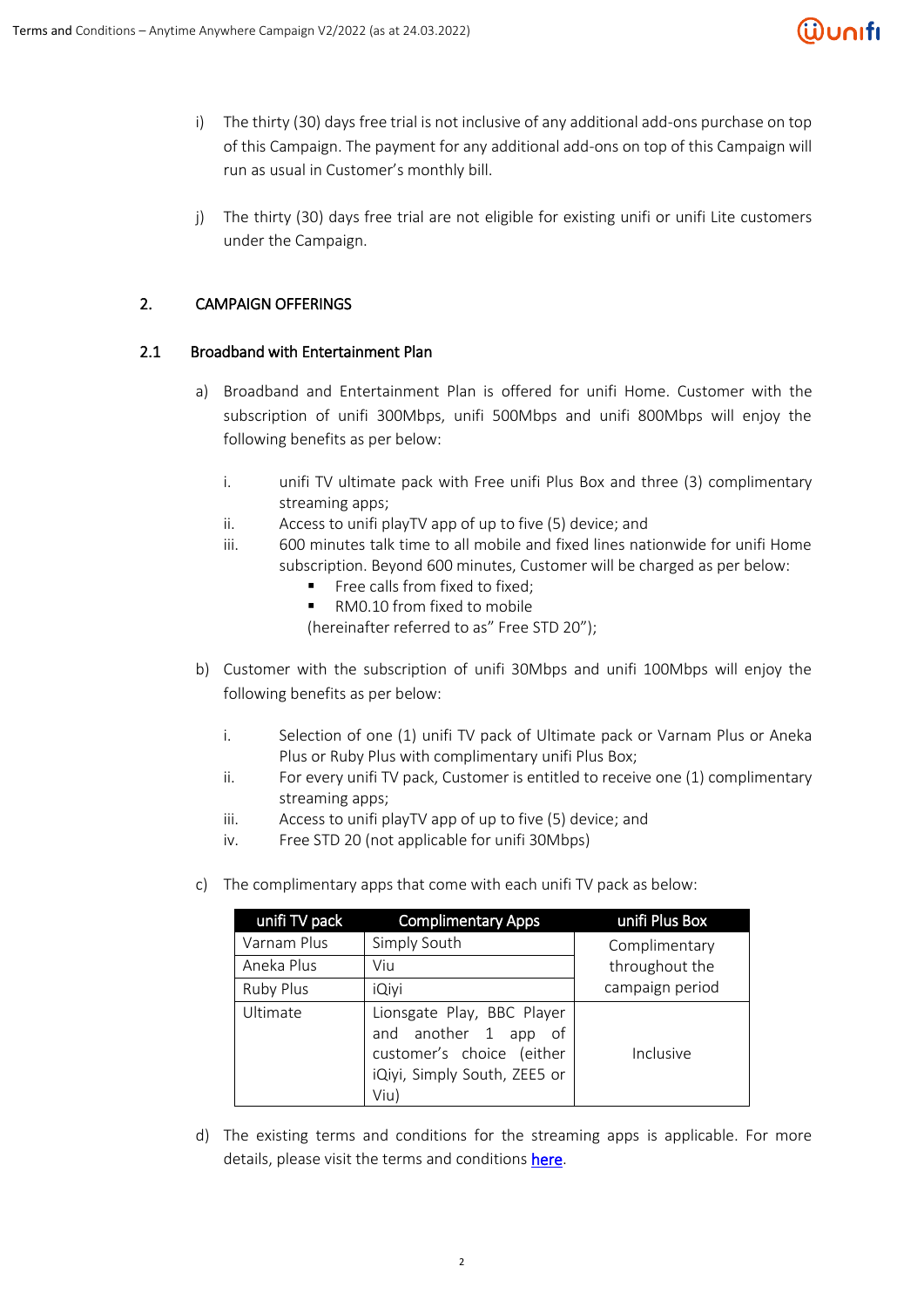i) The thirty (30) days free trial is not inclusive of any additional add-ons purchase on top of this Campaign. The payment for any additional add-ons on top of this Campaign will run as usual in Customer's monthly bill.

j) The thirty (30) days free trial are not eligible for existing unifi or unifi Lite customers under the Campaign.

## 2. CAMPAIGN OFFERINGS

### 2.1 Broadband with Entertainment Plan

a) Broadband and Entertainment Plan is offered for unifi Home. Customer with the subscription of unifi 300Mbps, unifi 500Mbps and unifi 800Mbps will enjoy the following benefits as per below:

   i. unifi TV ultimate pack with Free unifi Plus Box and three (3) complimentary streaming apps;
   ii. Access to unifi playTV app of up to five (5) device; and
   iii. 600 minutes talk time to all mobile and fixed lines nationwide for unifi Home subscription. Beyond 600 minutes, Customer will be charged as per below:
      - Free calls from fixed to fixed;
      - RM0.10 from fixed to mobile

      (hereinafter referred to as" Free STD 20");

b) Customer with the subscription of unifi 30Mbps and unifi 100Mbps will enjoy the following benefits as per below:

   i. Selection of one (1) unifi TV pack of Ultimate pack or Varnam Plus or Aneka Plus or Ruby Plus with complimentary unifi Plus Box;
   ii. For every unifi TV pack, Customer is entitled to receive one (1) complimentary streaming apps;
   iii. Access to unifi playTV app of up to five (5) device; and
   iv. Free STD 20 (not applicable for unifi 30Mbps)

c) The complimentary apps that come with each unifi TV pack as below:

| unifi TV pack | Complimentary Apps | unifi Plus Box |
|---|---|---|
| Varnam Plus | Simply South | Complimentary throughout the campaign period |
| Aneka Plus | Viu | |
| Ruby Plus | iQiyi | |
| Ultimate | Lionsgate Play, BBC Player and another 1 app of customer's choice (either iQiyi, Simply South, ZEE5 or Viu) | Inclusive |

d) The existing terms and conditions for the streaming apps is applicable. For more details, please visit the terms and conditions here.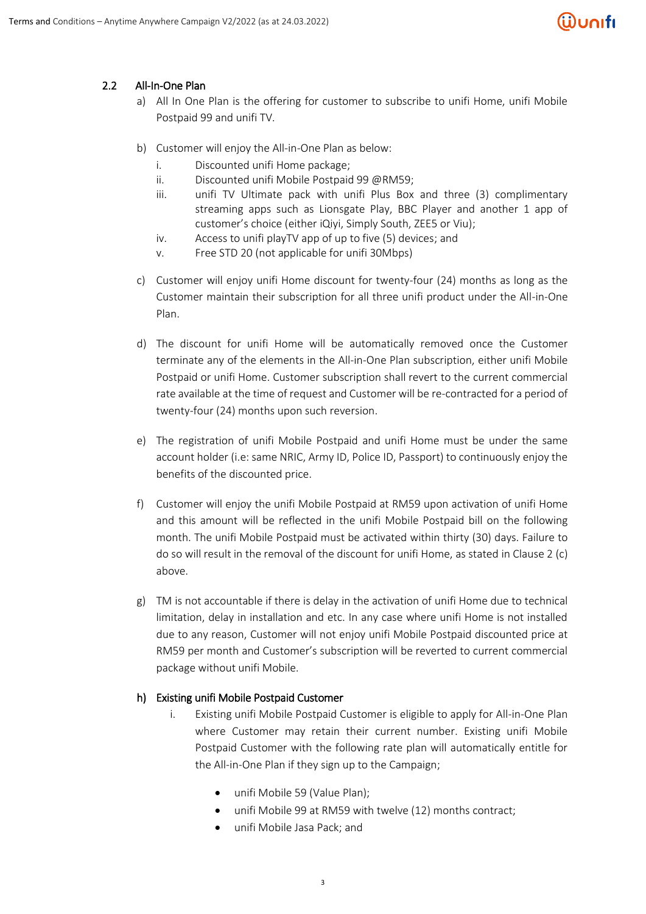## 2.2 All-In-One Plan

a) All In One Plan is the offering for customer to subscribe to unifi Home, unifi Mobile Postpaid 99 and unifi TV.

b) Customer will enjoy the All-in-One Plan as below:

   i. Discounted unifi Home package;
   ii. Discounted unifi Mobile Postpaid 99 @RM59;
   iii. unifi TV Ultimate pack with unifi Plus Box and three (3) complimentary streaming apps such as Lionsgate Play, BBC Player and another 1 app of customer's choice (either iQiyi, Simply South, ZEE5 or Viu);
   iv. Access to unifi playTV app of up to five (5) devices; and
   v. Free STD 20 (not applicable for unifi 30Mbps)

c) Customer will enjoy unifi Home discount for twenty-four (24) months as long as the Customer maintain their subscription for all three unifi product under the All-in-One Plan.

d) The discount for unifi Home will be automatically removed once the Customer terminate any of the elements in the All-in-One Plan subscription, either unifi Mobile Postpaid or unifi Home. Customer subscription shall revert to the current commercial rate available at the time of request and Customer will be re-contracted for a period of twenty-four (24) months upon such reversion.

e) The registration of unifi Mobile Postpaid and unifi Home must be under the same account holder (i.e: same NRIC, Army ID, Police ID, Passport) to continuously enjoy the benefits of the discounted price.

f) Customer will enjoy the unifi Mobile Postpaid at RM59 upon activation of unifi Home and this amount will be reflected in the unifi Mobile Postpaid bill on the following month. The unifi Mobile Postpaid must be activated within thirty (30) days. Failure to do so will result in the removal of the discount for unifi Home, as stated in Clause 2 (c) above.

g) TM is not accountable if there is delay in the activation of unifi Home due to technical limitation, delay in installation and etc. In any case where unifi Home is not installed due to any reason, Customer will not enjoy unifi Mobile Postpaid discounted price at RM59 per month and Customer's subscription will be reverted to current commercial package without unifi Mobile.

h) **Existing unifi Mobile Postpaid Customer**

   i. Existing unifi Mobile Postpaid Customer is eligible to apply for All-in-One Plan where Customer may retain their current number. Existing unifi Mobile Postpaid Customer with the following rate plan will automatically entitle for the All-in-One Plan if they sign up to the Campaign;

      - unifi Mobile 59 (Value Plan);
      - unifi Mobile 99 at RM59 with twelve (12) months contract;
      - unifi Mobile Jasa Pack; and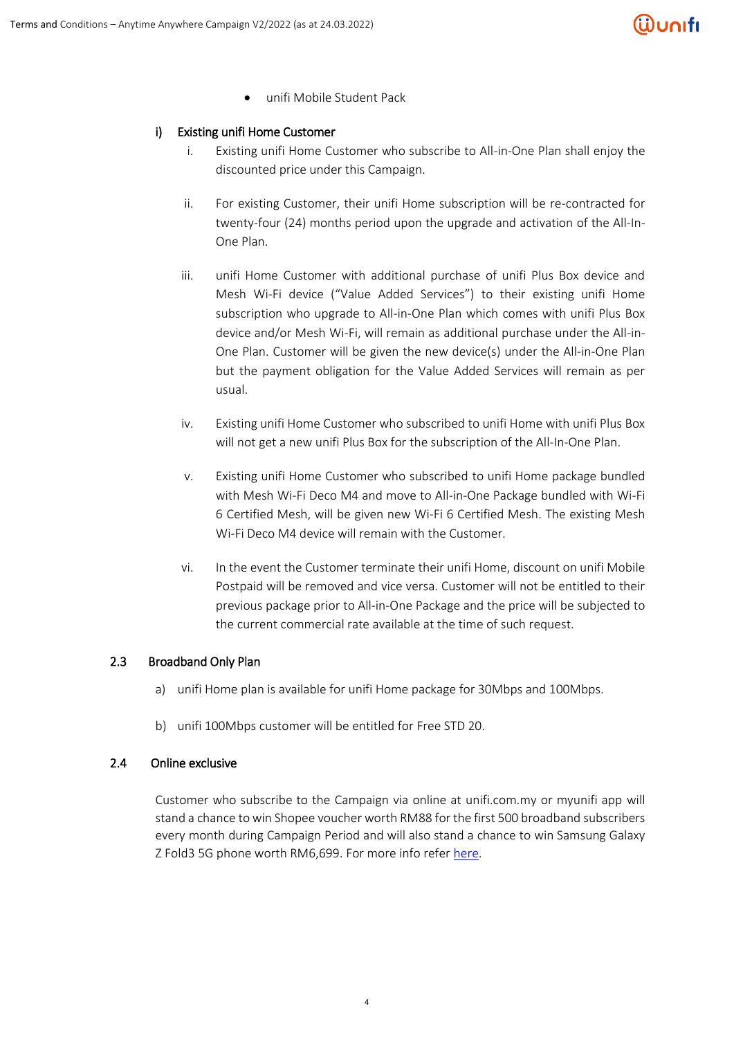- unifi Mobile Student Pack

#### i) Existing unifi Home Customer

i. Existing unifi Home Customer who subscribe to All-in-One Plan shall enjoy the discounted price under this Campaign.

ii. For existing Customer, their unifi Home subscription will be re-contracted for twenty-four (24) months period upon the upgrade and activation of the All-In-One Plan.

iii. unifi Home Customer with additional purchase of unifi Plus Box device and Mesh Wi-Fi device ("Value Added Services") to their existing unifi Home subscription who upgrade to All-in-One Plan which comes with unifi Plus Box device and/or Mesh Wi-Fi, will remain as additional purchase under the All-in-One Plan. Customer will be given the new device(s) under the All-in-One Plan but the payment obligation for the Value Added Services will remain as per usual.

iv. Existing unifi Home Customer who subscribed to unifi Home with unifi Plus Box will not get a new unifi Plus Box for the subscription of the All-In-One Plan.

v. Existing unifi Home Customer who subscribed to unifi Home package bundled with Mesh Wi-Fi Deco M4 and move to All-in-One Package bundled with Wi-Fi 6 Certified Mesh, will be given new Wi-Fi 6 Certified Mesh. The existing Mesh Wi-Fi Deco M4 device will remain with the Customer.

vi. In the event the Customer terminate their unifi Home, discount on unifi Mobile Postpaid will be removed and vice versa. Customer will not be entitled to their previous package prior to All-in-One Package and the price will be subjected to the current commercial rate available at the time of such request.

### 2.3 Broadband Only Plan

a) unifi Home plan is available for unifi Home package for 30Mbps and 100Mbps.

b) unifi 100Mbps customer will be entitled for Free STD 20.

### 2.4 Online exclusive

Customer who subscribe to the Campaign via online at unifi.com.my or myunifi app will stand a chance to win Shopee voucher worth RM88 for the first 500 broadband subscribers every month during Campaign Period and will also stand a chance to win Samsung Galaxy Z Fold3 5G phone worth RM6,699. For more info refer here.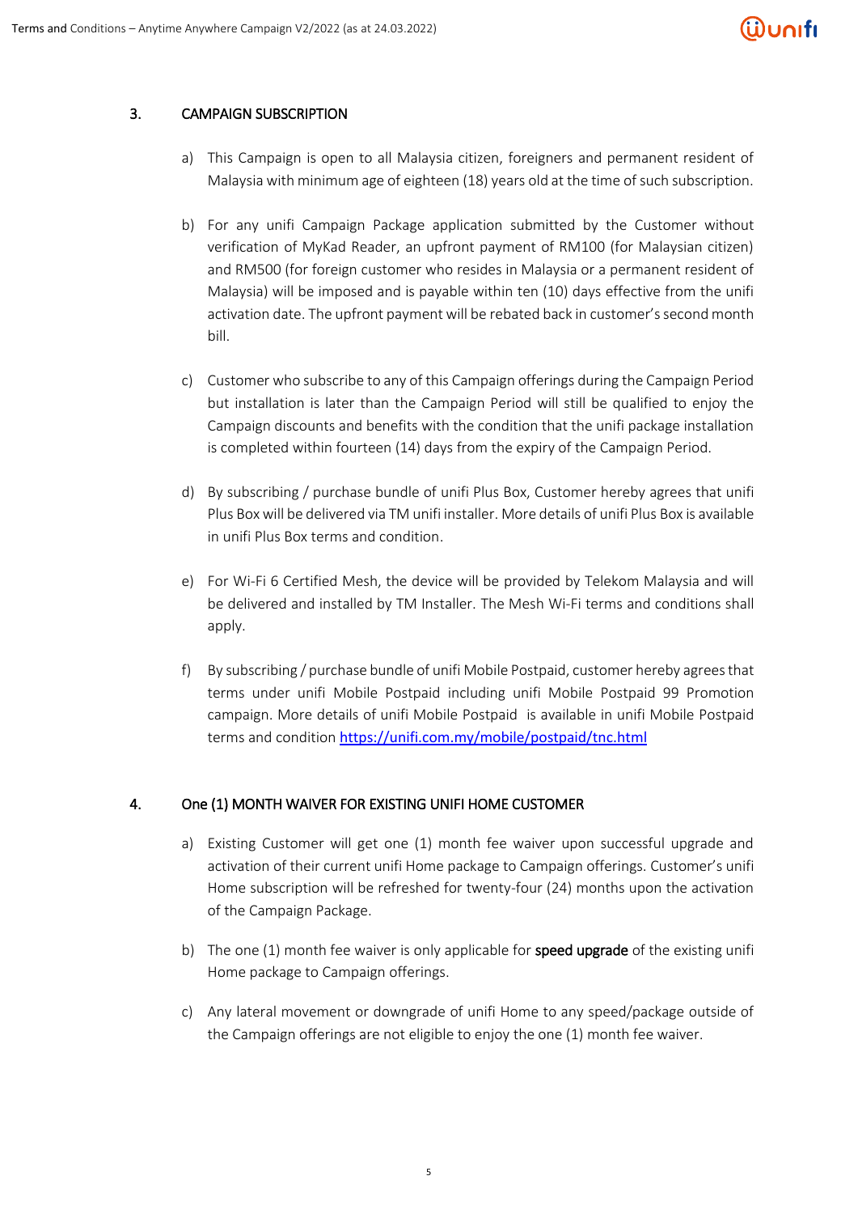## 3. CAMPAIGN SUBSCRIPTION

a) This Campaign is open to all Malaysia citizen, foreigners and permanent resident of Malaysia with minimum age of eighteen (18) years old at the time of such subscription.

b) For any unifi Campaign Package application submitted by the Customer without verification of MyKad Reader, an upfront payment of RM100 (for Malaysian citizen) and RM500 (for foreign customer who resides in Malaysia or a permanent resident of Malaysia) will be imposed and is payable within ten (10) days effective from the unifi activation date. The upfront payment will be rebated back in customer's second month bill.

c) Customer who subscribe to any of this Campaign offerings during the Campaign Period but installation is later than the Campaign Period will still be qualified to enjoy the Campaign discounts and benefits with the condition that the unifi package installation is completed within fourteen (14) days from the expiry of the Campaign Period.

d) By subscribing / purchase bundle of unifi Plus Box, Customer hereby agrees that unifi Plus Box will be delivered via TM unifi installer. More details of unifi Plus Box is available in unifi Plus Box terms and condition.

e) For Wi-Fi 6 Certified Mesh, the device will be provided by Telekom Malaysia and will be delivered and installed by TM Installer. The Mesh Wi-Fi terms and conditions shall apply.

f) By subscribing / purchase bundle of unifi Mobile Postpaid, customer hereby agrees that terms under unifi Mobile Postpaid including unifi Mobile Postpaid 99 Promotion campaign. More details of unifi Mobile Postpaid is available in unifi Mobile Postpaid terms and condition [https://unifi.com.my/mobile/postpaid/tnc.html](https://unifi.com.my/mobile/postpaid/tnc.html)

## 4. One (1) MONTH WAIVER FOR EXISTING UNIFI HOME CUSTOMER

a) Existing Customer will get one (1) month fee waiver upon successful upgrade and activation of their current unifi Home package to Campaign offerings. Customer's unifi Home subscription will be refreshed for twenty-four (24) months upon the activation of the Campaign Package.

b) The one (1) month fee waiver is only applicable for **speed upgrade** of the existing unifi Home package to Campaign offerings.

c) Any lateral movement or downgrade of unifi Home to any speed/package outside of the Campaign offerings are not eligible to enjoy the one (1) month fee waiver.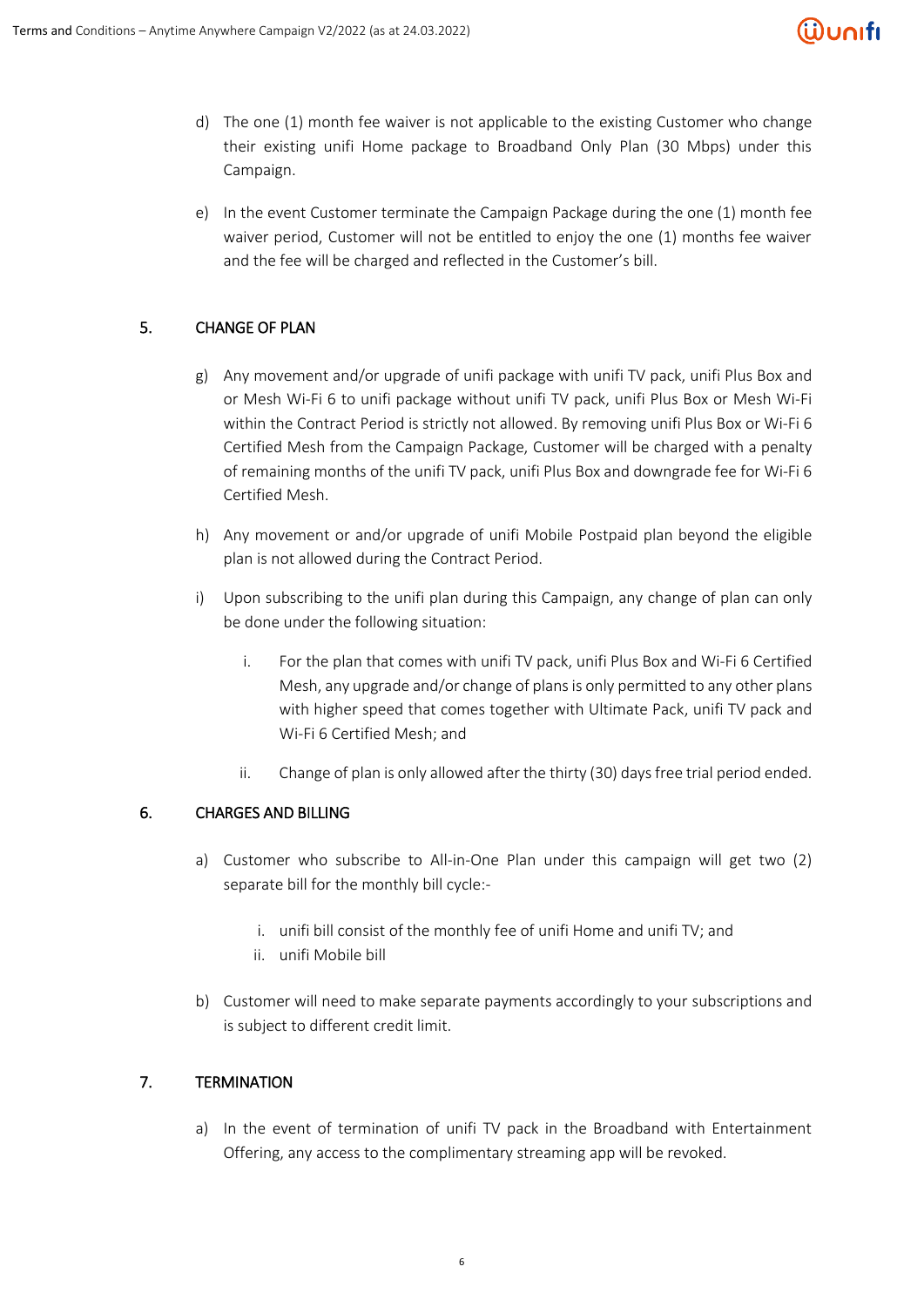d) The one (1) month fee waiver is not applicable to the existing Customer who change their existing unifi Home package to Broadband Only Plan (30 Mbps) under this Campaign.

e) In the event Customer terminate the Campaign Package during the one (1) month fee waiver period, Customer will not be entitled to enjoy the one (1) months fee waiver and the fee will be charged and reflected in the Customer's bill.

## 5. CHANGE OF PLAN

g) Any movement and/or upgrade of unifi package with unifi TV pack, unifi Plus Box and or Mesh Wi-Fi 6 to unifi package without unifi TV pack, unifi Plus Box or Mesh Wi-Fi within the Contract Period is strictly not allowed. By removing unifi Plus Box or Wi-Fi 6 Certified Mesh from the Campaign Package, Customer will be charged with a penalty of remaining months of the unifi TV pack, unifi Plus Box and downgrade fee for Wi-Fi 6 Certified Mesh.

h) Any movement or and/or upgrade of unifi Mobile Postpaid plan beyond the eligible plan is not allowed during the Contract Period.

i) Upon subscribing to the unifi plan during this Campaign, any change of plan can only be done under the following situation:

   i. For the plan that comes with unifi TV pack, unifi Plus Box and Wi-Fi 6 Certified Mesh, any upgrade and/or change of plans is only permitted to any other plans with higher speed that comes together with Ultimate Pack, unifi TV pack and Wi-Fi 6 Certified Mesh; and

   ii. Change of plan is only allowed after the thirty (30) days free trial period ended.

## 6. CHARGES AND BILLING

a) Customer who subscribe to All-in-One Plan under this campaign will get two (2) separate bill for the monthly bill cycle:-

   i. unifi bill consist of the monthly fee of unifi Home and unifi TV; and
   ii. unifi Mobile bill

b) Customer will need to make separate payments accordingly to your subscriptions and is subject to different credit limit.

## 7. TERMINATION

a) In the event of termination of unifi TV pack in the Broadband with Entertainment Offering, any access to the complimentary streaming app will be revoked.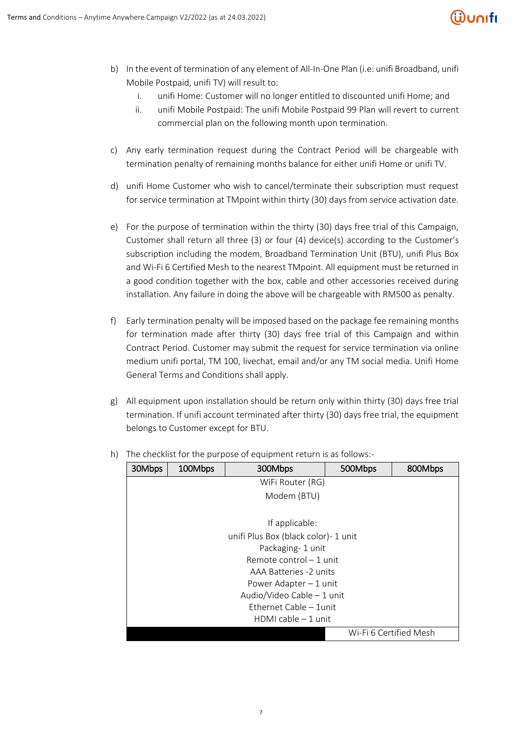b) In the event of termination of any element of All-In-One Plan (i.e: unifi Broadband, unifi Mobile Postpaid, unifi TV) will result to:
   i. unifi Home: Customer will no longer entitled to discounted unifi Home; and
   ii. unifi Mobile Postpaid: The unifi Mobile Postpaid 99 Plan will revert to current commercial plan on the following month upon termination.

c) Any early termination request during the Contract Period will be chargeable with termination penalty of remaining months balance for either unifi Home or unifi TV.

d) unifi Home Customer who wish to cancel/terminate their subscription must request for service termination at TMpoint within thirty (30) days from service activation date.

e) For the purpose of termination within the thirty (30) days free trial of this Campaign, Customer shall return all three (3) or four (4) device(s) according to the Customer's subscription including the modem, Broadband Termination Unit (BTU), unifi Plus Box and Wi-Fi 6 Certified Mesh to the nearest TMpoint. All equipment must be returned in a good condition together with the box, cable and other accessories received during installation. Any failure in doing the above will be chargeable with RM500 as penalty.

f) Early termination penalty will be imposed based on the package fee remaining months for termination made after thirty (30) days free trial of this Campaign and within Contract Period. Customer may submit the request for service termination via online medium unifi portal, TM 100, livechat, email and/or any TM social media. Unifi Home General Terms and Conditions shall apply.

g) All equipment upon installation should be return only within thirty (30) days free trial termination. If unifi account terminated after thirty (30) days free trial, the equipment belongs to Customer except for BTU.

h) The checklist for the purpose of equipment return is as follows:-

| 30Mbps | 100Mbps | 300Mbps | 500Mbps | 800Mbps |
|---|---|---|---|---|
| WiFi Router (RG)<br>Modem (BTU)<br><br>If applicable:<br>unifi Plus Box (black color)- 1 unit<br>Packaging- 1 unit<br>Remote control – 1 unit<br>AAA Batteries -2 units<br>Power Adapter – 1 unit<br>Audio/Video Cable – 1 unit<br>Ethernet Cable – 1unit<br>HDMI cable – 1 unit | | | | |
| | | | Wi-Fi 6 Certified Mesh | |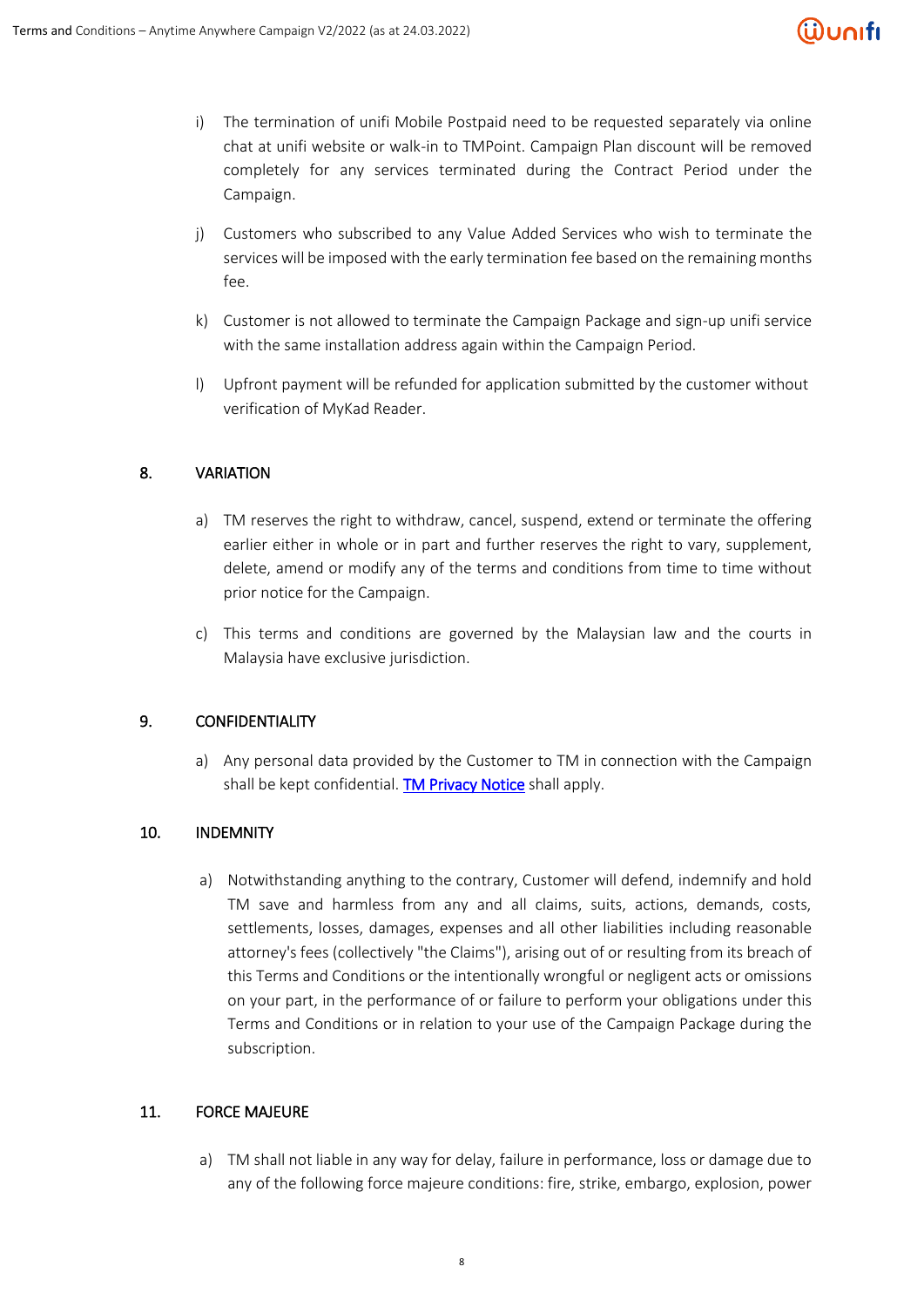i) The termination of unifi Mobile Postpaid need to be requested separately via online chat at unifi website or walk-in to TMPoint. Campaign Plan discount will be removed completely for any services terminated during the Contract Period under the Campaign.

j) Customers who subscribed to any Value Added Services who wish to terminate the services will be imposed with the early termination fee based on the remaining months fee.

k) Customer is not allowed to terminate the Campaign Package and sign-up unifi service with the same installation address again within the Campaign Period.

l) Upfront payment will be refunded for application submitted by the customer without verification of MyKad Reader.

## 8. VARIATION

a) TM reserves the right to withdraw, cancel, suspend, extend or terminate the offering earlier either in whole or in part and further reserves the right to vary, supplement, delete, amend or modify any of the terms and conditions from time to time without prior notice for the Campaign.

c) This terms and conditions are governed by the Malaysian law and the courts in Malaysia have exclusive jurisdiction.

## 9. CONFIDENTIALITY

a) Any personal data provided by the Customer to TM in connection with the Campaign shall be kept confidential. TM Privacy Notice shall apply.

## 10. INDEMNITY

a) Notwithstanding anything to the contrary, Customer will defend, indemnify and hold TM save and harmless from any and all claims, suits, actions, demands, costs, settlements, losses, damages, expenses and all other liabilities including reasonable attorney's fees (collectively "the Claims"), arising out of or resulting from its breach of this Terms and Conditions or the intentionally wrongful or negligent acts or omissions on your part, in the performance of or failure to perform your obligations under this Terms and Conditions or in relation to your use of the Campaign Package during the subscription.

## 11. FORCE MAJEURE

a) TM shall not liable in any way for delay, failure in performance, loss or damage due to any of the following force majeure conditions: fire, strike, embargo, explosion, power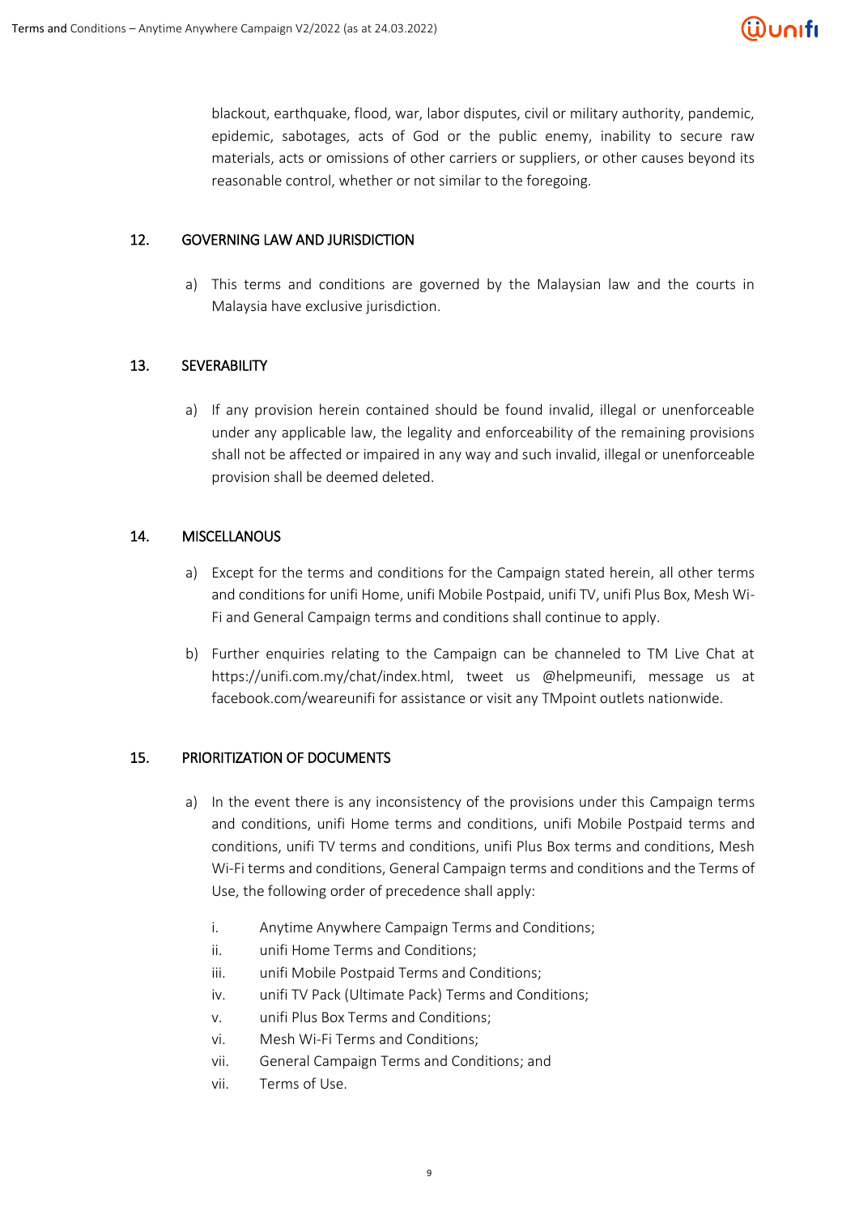blackout, earthquake, flood, war, labor disputes, civil or military authority, pandemic, epidemic, sabotages, acts of God or the public enemy, inability to secure raw materials, acts or omissions of other carriers or suppliers, or other causes beyond its reasonable control, whether or not similar to the foregoing.

## 12. GOVERNING LAW AND JURISDICTION

a) This terms and conditions are governed by the Malaysian law and the courts in Malaysia have exclusive jurisdiction.

## 13. SEVERABILITY

a) If any provision herein contained should be found invalid, illegal or unenforceable under any applicable law, the legality and enforceability of the remaining provisions shall not be affected or impaired in any way and such invalid, illegal or unenforceable provision shall be deemed deleted.

## 14. MISCELLANOUS

a) Except for the terms and conditions for the Campaign stated herein, all other terms and conditions for unifi Home, unifi Mobile Postpaid, unifi TV, unifi Plus Box, Mesh Wi-Fi and General Campaign terms and conditions shall continue to apply.

b) Further enquiries relating to the Campaign can be channeled to TM Live Chat at https://unifi.com.my/chat/index.html, tweet us @helpmeunifi, message us at facebook.com/weareunifi for assistance or visit any TMpoint outlets nationwide.

## 15. PRIORITIZATION OF DOCUMENTS

a) In the event there is any inconsistency of the provisions under this Campaign terms and conditions, unifi Home terms and conditions, unifi Mobile Postpaid terms and conditions, unifi TV terms and conditions, unifi Plus Box terms and conditions, Mesh Wi-Fi terms and conditions, General Campaign terms and conditions and the Terms of Use, the following order of precedence shall apply:

   i. Anytime Anywhere Campaign Terms and Conditions;
   ii. unifi Home Terms and Conditions;
   iii. unifi Mobile Postpaid Terms and Conditions;
   iv. unifi TV Pack (Ultimate Pack) Terms and Conditions;
   v. unifi Plus Box Terms and Conditions;
   vi. Mesh Wi-Fi Terms and Conditions;
   vii. General Campaign Terms and Conditions; and
   vii. Terms of Use.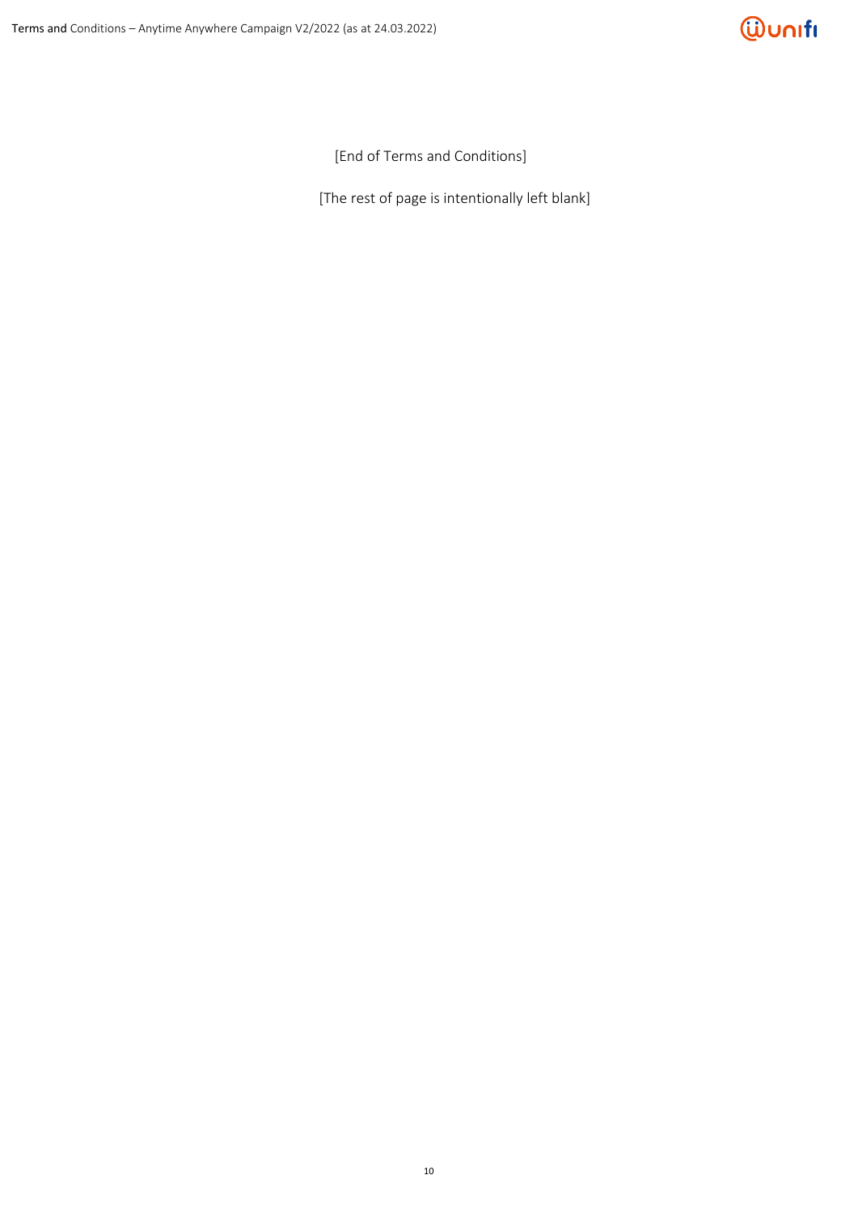[End of Terms and Conditions]

[The rest of page is intentionally left blank]